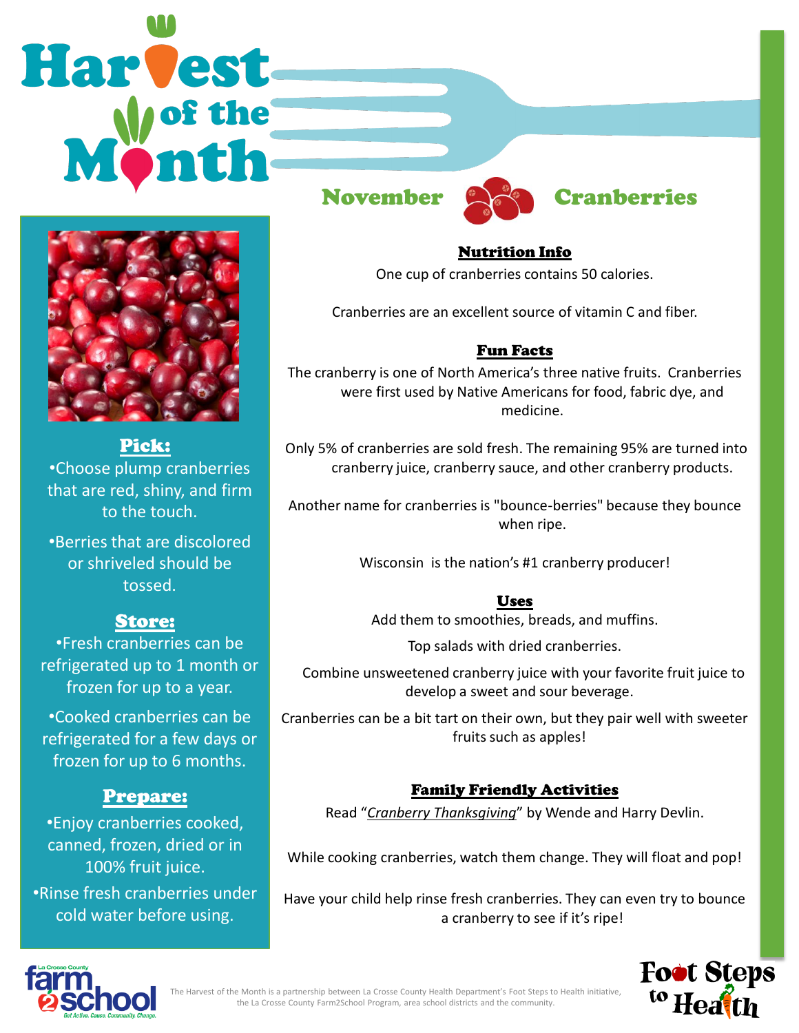# Harvest of the Month

## November — Cranberries

### Pick:

- Choose plump cranberries that are red, shiny, and firm to the touch.
- Berries that are discolored or shriveled should be tossed.

### Store:

- Fresh cranberries can be refrigerated up to 1 month or frozen for up to a year.
- Cooked cranberries can be refrigerated for a few days or frozen for up to 6 months.

### Prepare:

- Enjoy cranberries cooked, canned, frozen, dried or in 100% fruit juice.
- Rinse fresh cranberries under cold water before using.

### Nutrition Info

One cup of cranberries contains 50 calories.

Cranberries are an excellent source of vitamin C and fiber.

### Fun Facts

The cranberry is one of North America's three native fruits. Cranberries were first used by Native Americans for food, fabric dye, and medicine.

Only 5% of cranberries are sold fresh. The remaining 95% are turned into cranberry juice, cranberry sauce, and other cranberry products.

Another name for cranberries is "bounce-berries" because they bounce when ripe.

Wisconsin is the nation's #1 cranberry producer!

### Uses

Add them to smoothies, breads, and muffins.

Top salads with dried cranberries.

Combine unsweetened cranberry juice with your favorite fruit juice to develop a sweet and sour beverage.

Cranberries can be a bit tart on their own, but they pair well with sweeter fruits such as apples!

### Family Friendly Activities

Read "*Cranberry Thanksgiving*" by Wende and Harry Devlin.

While cooking cranberries, watch them change. They will float and pop!

Have your child help rinse fresh cranberries. They can even try to bounce a cranberry to see if it's ripe!

The Harvest of the Month is a partnership between La Crosse County Health Department's Foot Steps to Health initiative, the La Crosse County Farm2School Program, area school districts and the community.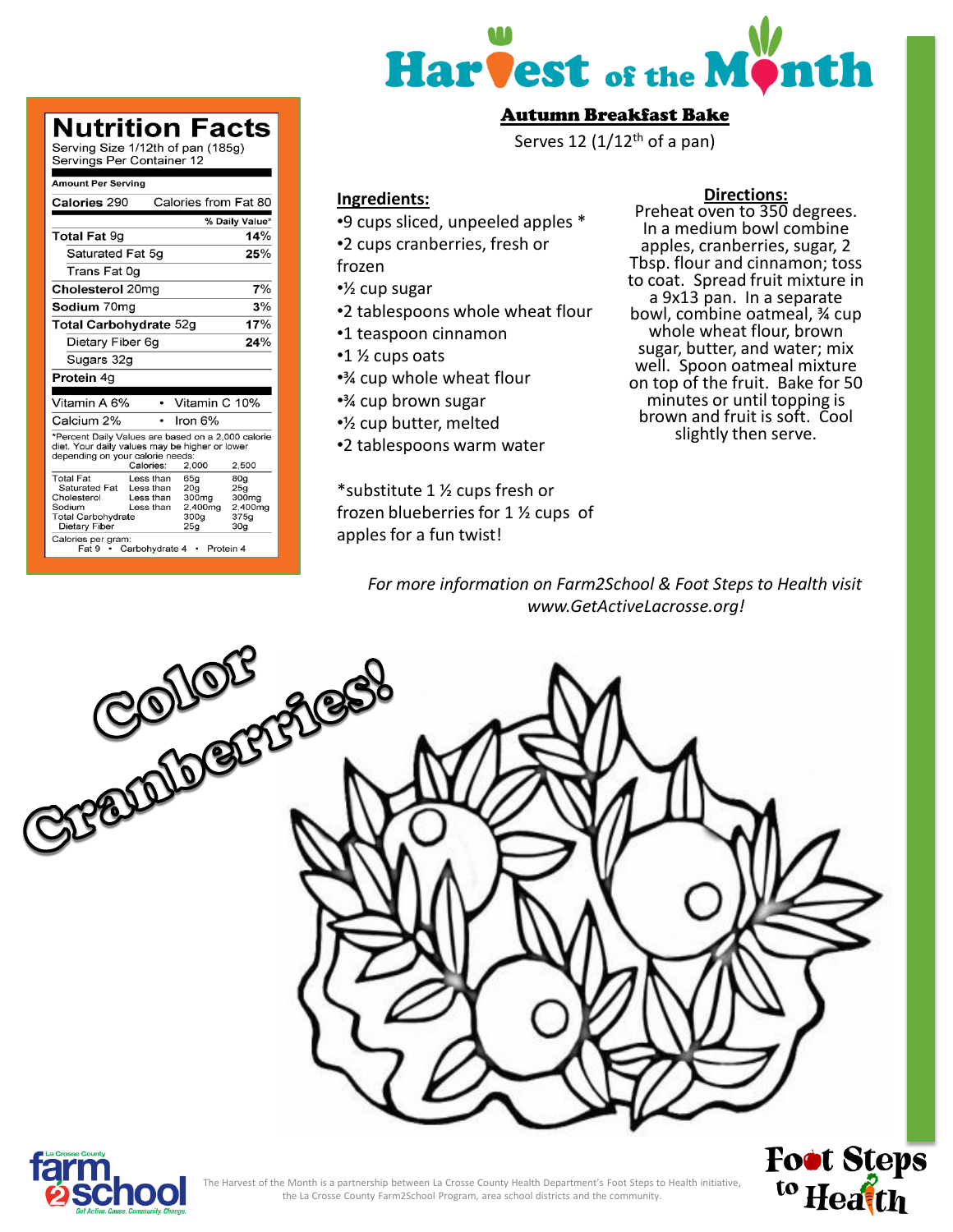# Harvest of the Month

## Autumn Breakfast Bake

Serves 12 (1/12th of a pan)

**Nutrition Facts**

Serving Size 1/12th of pan (185g)
Servings Per Container 12

| Amount Per Serving | |
|---|---|
| **Calories** 290 | Calories from Fat 80 |
| | **% Daily Value*** |
| **Total Fat** 9g | **14%** |
| Saturated Fat 5g | **25%** |
| Trans Fat 0g | |
| **Cholesterol** 20mg | **7%** |
| **Sodium** 70mg | **3%** |
| **Total Carbohydrate** 52g | **17%** |
| Dietary Fiber 6g | **24%** |
| Sugars 32g | |
| **Protein** 4g | |
| Vitamin A 6% | Vitamin C 10% |
| Calcium 2% | Iron 6% |

*Percent Daily Values are based on a 2,000 calorie diet. Your daily values may be higher or lower depending on your calorie needs:

| | | Calories: 2,000 | 2,500 |
|---|---|---|---|
| Total Fat | Less than | 65g | 80g |
| Saturated Fat | Less than | 20g | 25g |
| Cholesterol | Less than | 300mg | 300mg |
| Sodium | Less than | 2,400mg | 2,400mg |
| Total Carbohydrate | | 300g | 375g |
| Dietary Fiber | | 25g | 30g |

Calories per gram:
Fat 9 • Carbohydrate 4 • Protein 4

**Ingredients:**

- 9 cups sliced, unpeeled apples *
- 2 cups cranberries, fresh or frozen
- ½ cup sugar
- 2 tablespoons whole wheat flour
- 1 teaspoon cinnamon
- 1 ½ cups oats
- ¾ cup whole wheat flour
- ¾ cup brown sugar
- ½ cup butter, melted
- 2 tablespoons warm water

*substitute 1 ½ cups fresh or frozen blueberries for 1 ½ cups of apples for a fun twist!

**Directions:**

Preheat oven to 350 degrees. In a medium bowl combine apples, cranberries, sugar, 2 Tbsp. flour and cinnamon; toss to coat. Spread fruit mixture in a 9x13 pan. In a separate bowl, combine oatmeal, ¾ cup whole wheat flour, brown sugar, butter, and water; mix well. Spoon oatmeal mixture on top of the fruit. Bake for 50 minutes or until topping is brown and fruit is soft. Cool slightly then serve.

*For more information on Farm2School & Foot Steps to Health visit www.GetActiveLacrosse.org!*

**Color Cranberries!**

La Crosse County farm 2 school — Get Active. Cause. Community. Change.

The Harvest of the Month is a partnership between La Crosse County Health Department's Foot Steps to Health initiative, the La Crosse County Farm2School Program, area school districts and the community.

Foot Steps to Health